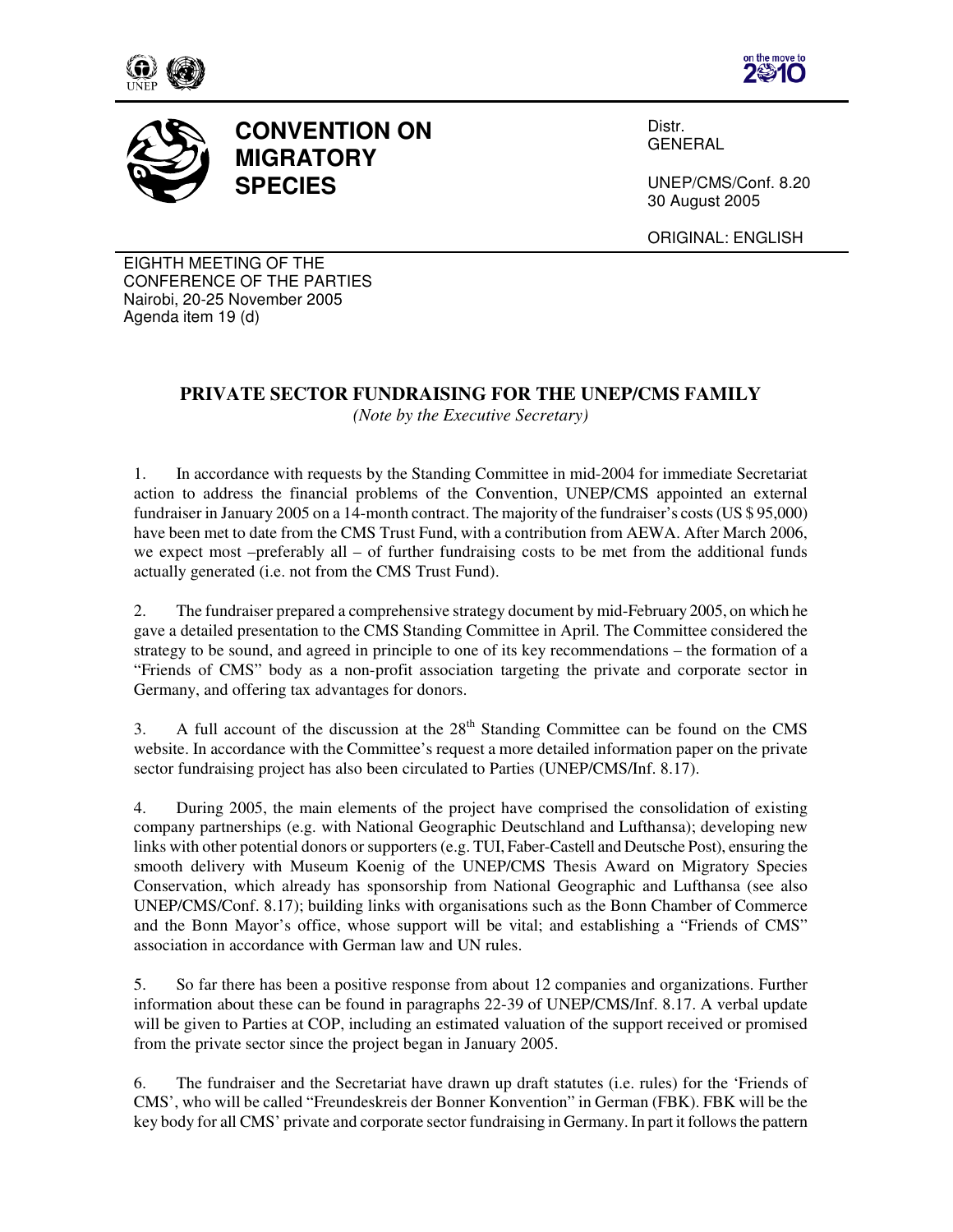# CONVENTION ON MIGRATORY SPECIES

Distr.
GENERAL

UNEP/CMS/Conf. 8.20
30 August 2005

ORIGINAL: ENGLISH

EIGHTH MEETING OF THE
CONFERENCE OF THE PARTIES
Nairobi, 20-25 November 2005
Agenda item 19 (d)

## PRIVATE SECTOR FUNDRAISING FOR THE UNEP/CMS FAMILY

*(Note by the Executive Secretary)*

1. In accordance with requests by the Standing Committee in mid-2004 for immediate Secretariat action to address the financial problems of the Convention, UNEP/CMS appointed an external fundraiser in January 2005 on a 14-month contract. The majority of the fundraiser's costs (US $ 95,000) have been met to date from the CMS Trust Fund, with a contribution from AEWA. After March 2006, we expect most –preferably all – of further fundraising costs to be met from the additional funds actually generated (i.e. not from the CMS Trust Fund).

2. The fundraiser prepared a comprehensive strategy document by mid-February 2005, on which he gave a detailed presentation to the CMS Standing Committee in April. The Committee considered the strategy to be sound, and agreed in principle to one of its key recommendations – the formation of a "Friends of CMS" body as a non-profit association targeting the private and corporate sector in Germany, and offering tax advantages for donors.

3. A full account of the discussion at the 28th Standing Committee can be found on the CMS website. In accordance with the Committee's request a more detailed information paper on the private sector fundraising project has also been circulated to Parties (UNEP/CMS/Inf. 8.17).

4. During 2005, the main elements of the project have comprised the consolidation of existing company partnerships (e.g. with National Geographic Deutschland and Lufthansa); developing new links with other potential donors or supporters (e.g. TUI, Faber-Castell and Deutsche Post), ensuring the smooth delivery with Museum Koenig of the UNEP/CMS Thesis Award on Migratory Species Conservation, which already has sponsorship from National Geographic and Lufthansa (see also UNEP/CMS/Conf. 8.17); building links with organisations such as the Bonn Chamber of Commerce and the Bonn Mayor's office, whose support will be vital; and establishing a "Friends of CMS" association in accordance with German law and UN rules.

5. So far there has been a positive response from about 12 companies and organizations. Further information about these can be found in paragraphs 22-39 of UNEP/CMS/Inf. 8.17. A verbal update will be given to Parties at COP, including an estimated valuation of the support received or promised from the private sector since the project began in January 2005.

6. The fundraiser and the Secretariat have drawn up draft statutes (i.e. rules) for the 'Friends of CMS', who will be called "Freundeskreis der Bonner Konvention" in German (FBK). FBK will be the key body for all CMS' private and corporate sector fundraising in Germany. In part it follows the pattern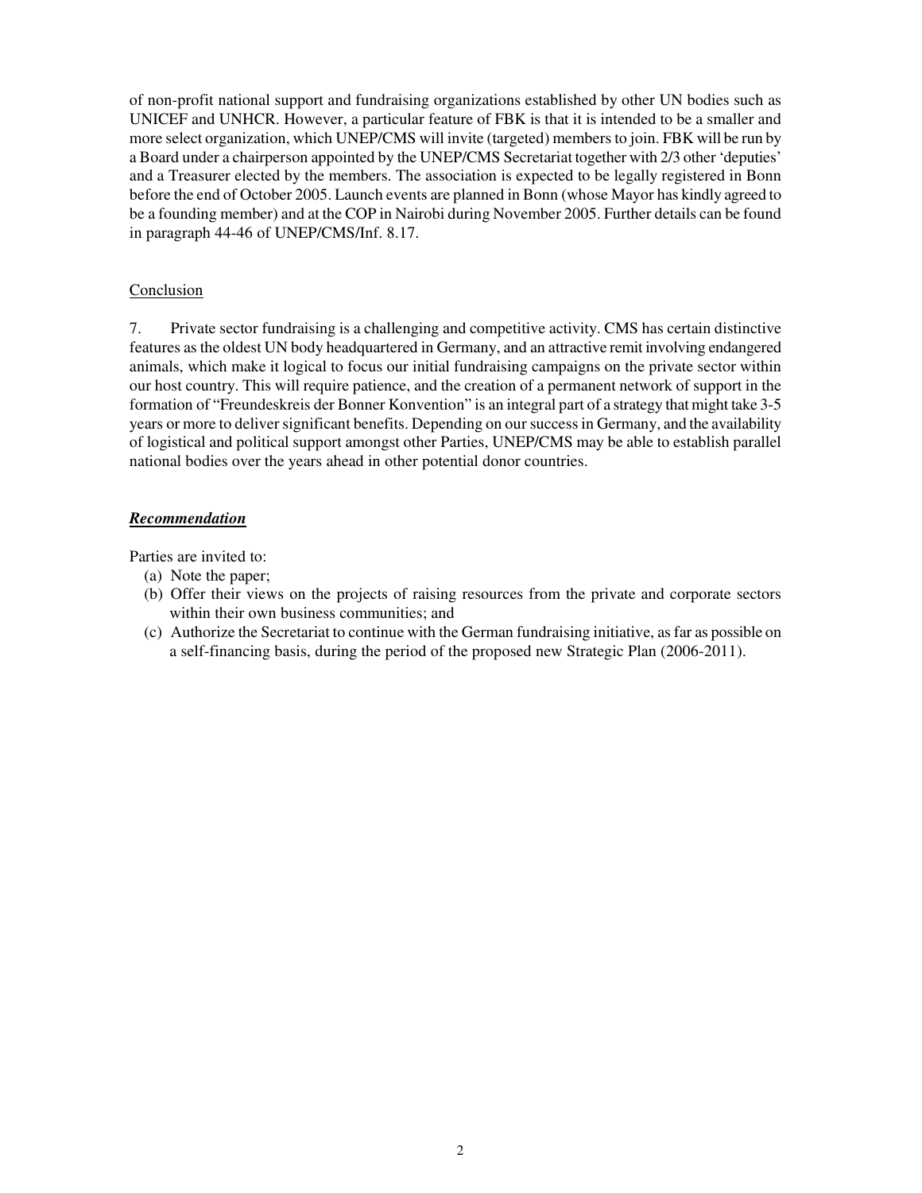of non-profit national support and fundraising organizations established by other UN bodies such as UNICEF and UNHCR. However, a particular feature of FBK is that it is intended to be a smaller and more select organization, which UNEP/CMS will invite (targeted) members to join. FBK will be run by a Board under a chairperson appointed by the UNEP/CMS Secretariat together with 2/3 other 'deputies' and a Treasurer elected by the members. The association is expected to be legally registered in Bonn before the end of October 2005. Launch events are planned in Bonn (whose Mayor has kindly agreed to be a founding member) and at the COP in Nairobi during November 2005. Further details can be found in paragraph 44-46 of UNEP/CMS/Inf. 8.17.

Conclusion

7. Private sector fundraising is a challenging and competitive activity. CMS has certain distinctive features as the oldest UN body headquartered in Germany, and an attractive remit involving endangered animals, which make it logical to focus our initial fundraising campaigns on the private sector within our host country. This will require patience, and the creation of a permanent network of support in the formation of "Freundeskreis der Bonner Konvention" is an integral part of a strategy that might take 3-5 years or more to deliver significant benefits. Depending on our success in Germany, and the availability of logistical and political support amongst other Parties, UNEP/CMS may be able to establish parallel national bodies over the years ahead in other potential donor countries.

***Recommendation***

Parties are invited to:

(a) Note the paper;
(b) Offer their views on the projects of raising resources from the private and corporate sectors within their own business communities; and
(c) Authorize the Secretariat to continue with the German fundraising initiative, as far as possible on a self-financing basis, during the period of the proposed new Strategic Plan (2006-2011).